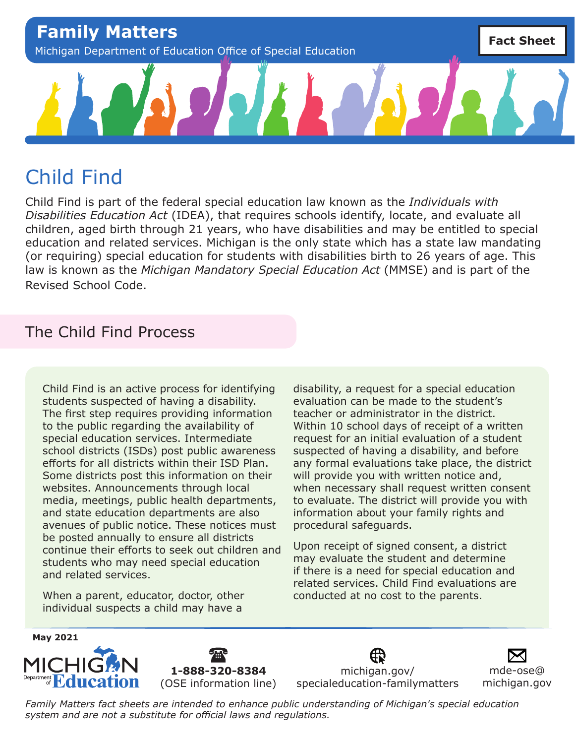**Family Matters**

Michigan Department of Education Office of Special Education

**Fact Sheet**

# Child Find

Child Find is part of the federal special education law known as the *Individuals with Disabilities Education Act* (IDEA), that requires schools identify, locate, and evaluate all children, aged birth through 21 years, who have disabilities and may be entitled to special education and related services. Michigan is the only state which has a state law mandating (or requiring) special education for students with disabilities birth to 26 years of age. This law is known as the *Michigan Mandatory Special Education Act* (MMSE) and is part of the Revised School Code.

## The Child Find Process

Child Find is an active process for identifying students suspected of having a disability. The first step requires providing information to the public regarding the availability of special education services. Intermediate school districts (ISDs) post public awareness efforts for all districts within their ISD Plan. Some districts post this information on their websites. Announcements through local media, meetings, public health departments, and state education departments are also avenues of public notice. These notices must be posted annually to ensure all districts continue their efforts to seek out children and students who may need special education and related services.

When a parent, educator, doctor, other individual suspects a child may have a disability, a request for a special education evaluation can be made to the student's teacher or administrator in the district. Within 10 school days of receipt of a written request for an initial evaluation of a student suspected of having a disability, and before any formal evaluations take place, the district will provide you with written notice and, when necessary shall request written consent to evaluate. The district will provide you with information about your family rights and procedural safeguards.

Upon receipt of signed consent, a district may evaluate the student and determine if there is a need for special education and related services. Child Find evaluations are conducted at no cost to the parents.

**May 2021**

MICHIGAN Department of Education

**1-888-320-8384** (OSE information line)

michigan.gov/specialeducation-familymatters

mde-ose@michigan.gov

*Family Matters fact sheets are intended to enhance public understanding of Michigan's special education system and are not a substitute for official laws and regulations.*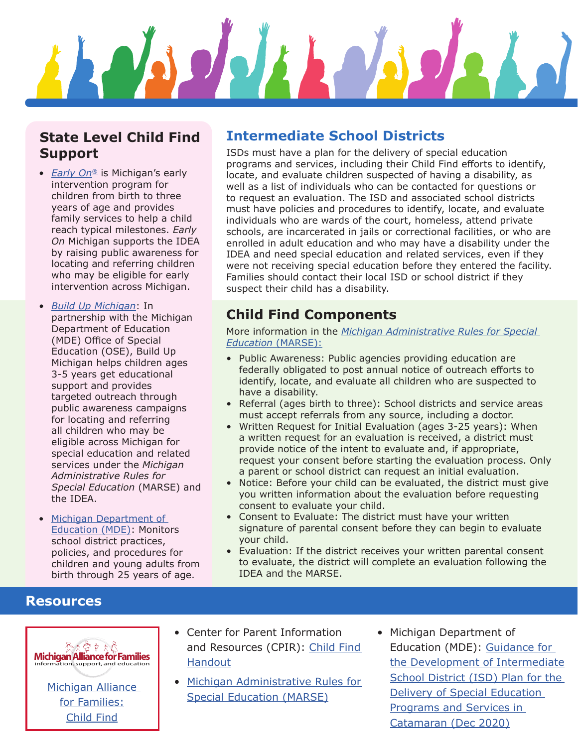## State Level Child Find Support

- *Early On*® is Michigan's early intervention program for children from birth to three years of age and provides family services to help a child reach typical milestones. *Early On* Michigan supports the IDEA by raising public awareness for locating and referring children who may be eligible for early intervention across Michigan.
- Build Up Michigan: In partnership with the Michigan Department of Education (MDE) Office of Special Education (OSE), Build Up Michigan helps children ages 3-5 years get educational support and provides targeted outreach through public awareness campaigns for locating and referring all children who may be eligible across Michigan for special education and related services under the *Michigan Administrative Rules for Special Education* (MARSE) and the IDEA.
- Michigan Department of Education (MDE): Monitors school district practices, policies, and procedures for children and young adults from birth through 25 years of age.

## Intermediate School Districts

ISDs must have a plan for the delivery of special education programs and services, including their Child Find efforts to identify, locate, and evaluate children suspected of having a disability, as well as a list of individuals who can be contacted for questions or to request an evaluation. The ISD and associated school districts must have policies and procedures to identify, locate, and evaluate individuals who are wards of the court, homeless, attend private schools, are incarcerated in jails or correctional facilities, or who are enrolled in adult education and who may have a disability under the IDEA and need special education and related services, even if they were not receiving special education before they entered the facility. Families should contact their local ISD or school district if they suspect their child has a disability.

## Child Find Components

More information in the *Michigan Administrative Rules for Special Education* (MARSE):

- Public Awareness: Public agencies providing education are federally obligated to post annual notice of outreach efforts to identify, locate, and evaluate all children who are suspected to have a disability.
- Referral (ages birth to three): School districts and service areas must accept referrals from any source, including a doctor.
- Written Request for Initial Evaluation (ages 3-25 years): When a written request for an evaluation is received, a district must provide notice of the intent to evaluate and, if appropriate, request your consent before starting the evaluation process. Only a parent or school district can request an initial evaluation.
- Notice: Before your child can be evaluated, the district must give you written information about the evaluation before requesting consent to evaluate your child.
- Consent to Evaluate: The district must have your written signature of parental consent before they can begin to evaluate your child.
- Evaluation: If the district receives your written parental consent to evaluate, the district will complete an evaluation following the IDEA and the MARSE.

## Resources

Michigan Alliance for Families
information, support, and education

Michigan Alliance for Families: Child Find

- Center for Parent Information and Resources (CPIR): Child Find Handout
- Michigan Administrative Rules for Special Education (MARSE)
- Michigan Department of Education (MDE): Guidance for the Development of Intermediate School District (ISD) Plan for the Delivery of Special Education Programs and Services in Catamaran (Dec 2020)